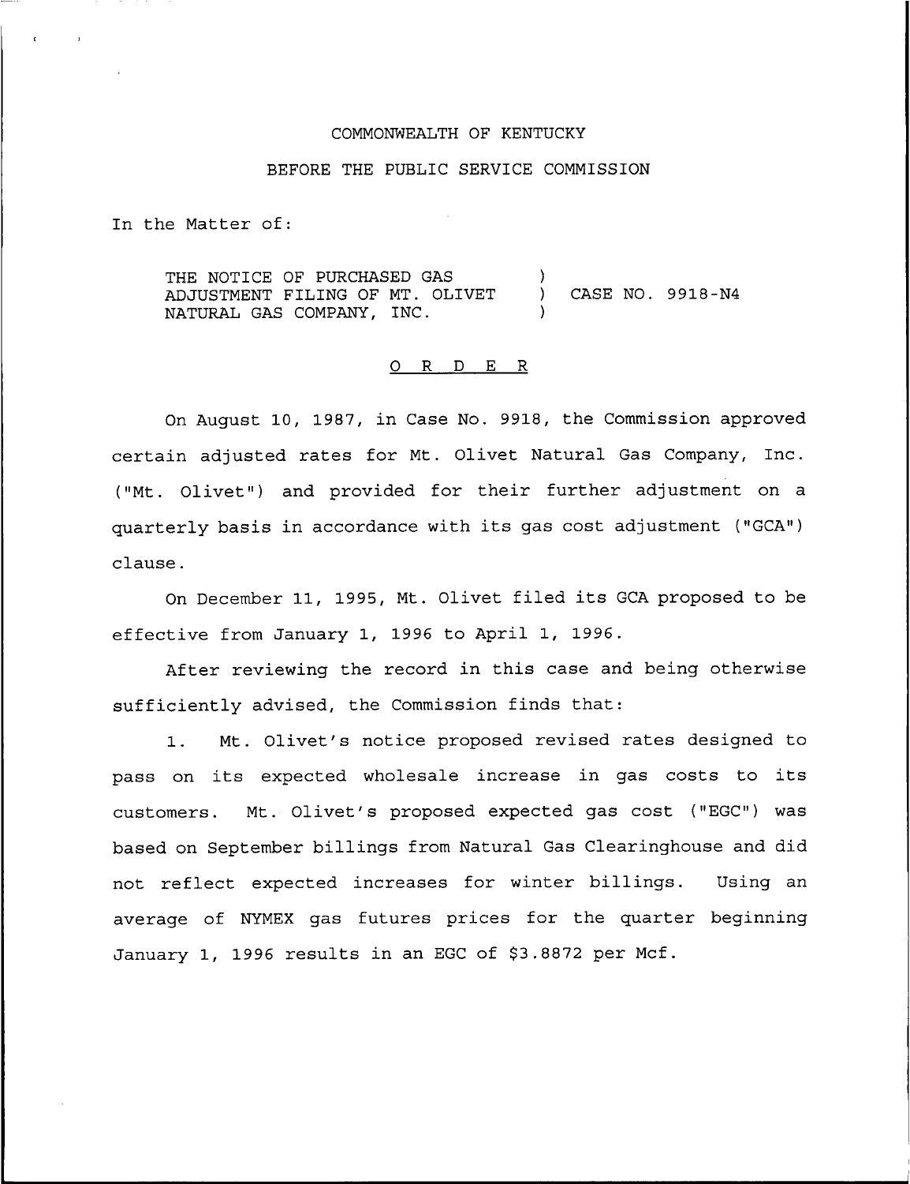COMMONWEALTH OF KENTUCKY

BEFORE THE PUBLIC SERVICE COMMISSION

In the Matter of:

THE NOTICE OF PURCHASED GAS ADJUSTMENT FILING OF MT. OLIVET NATURAL GAS COMPANY, INC. ) CASE NO. 9918-N4

## O R D E R

On August 10, 1987, in Case No. 9918, the Commission approved certain adjusted rates for Mt. Olivet Natural Gas Company, Inc. ("Mt. Olivet") and provided for their further adjustment on a quarterly basis in accordance with its gas cost adjustment ("GCA") clause.

On December 11, 1995, Mt. Olivet filed its GCA proposed to be effective from January 1, 1996 to April 1, 1996.

After reviewing the record in this case and being otherwise sufficiently advised, the Commission finds that:

1. Mt. Olivet's notice proposed revised rates designed to pass on its expected wholesale increase in gas costs to its customers. Mt. Olivet's proposed expected gas cost ("EGC") was based on September billings from Natural Gas Clearinghouse and did not reflect expected increases for winter billings. Using an average of NYMEX gas futures prices for the quarter beginning January 1, 1996 results in an EGC of $3.8872 per Mcf.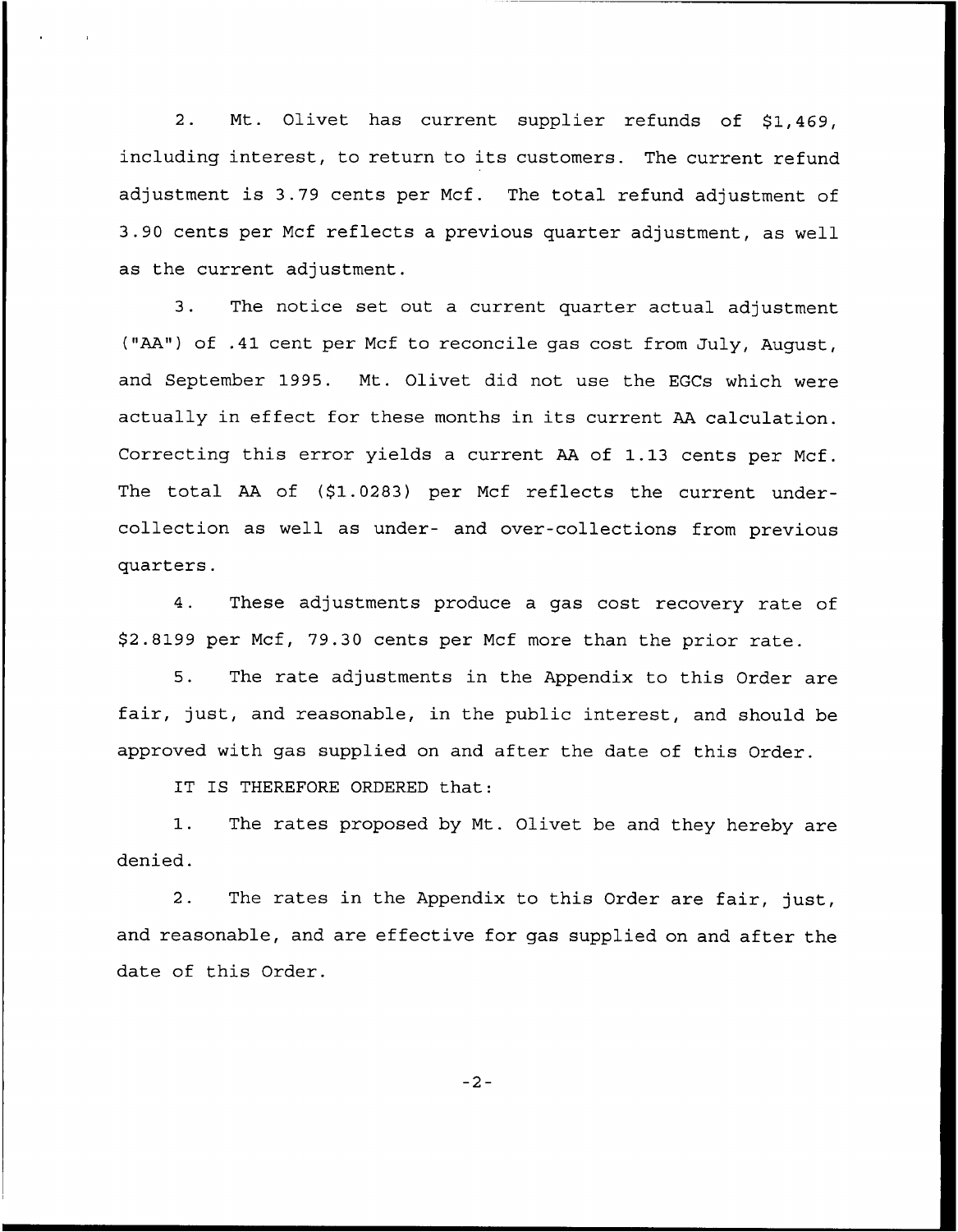2. Mt. Olivet has current supplier refunds of $1,469, including interest, to return to its customers. The current refund adjustment is 3.79 cents per Mcf. The total refund adjustment of 3.90 cents per Mcf reflects a previous quarter adjustment, as well as the current adjustment.

3. The notice set out a current quarter actual adjustment ("AA") of .41 cent per Mcf to reconcile gas cost from July, August, and September 1995. Mt. Olivet did not use the EGCs which were actually in effect for these months in its current AA calculation. Correcting this error yields a current AA of 1.13 cents per Mcf. The total AA of ($1.0283) per Mcf reflects the current under-collection as well as under- and over-collections from previous quarters.

4. These adjustments produce a gas cost recovery rate of $2.8199 per Mcf, 79.30 cents per Mcf more than the prior rate.

5. The rate adjustments in the Appendix to this Order are fair, just, and reasonable, in the public interest, and should be approved with gas supplied on and after the date of this Order.

IT IS THEREFORE ORDERED that:

1. The rates proposed by Mt. Olivet be and they hereby are denied.

2. The rates in the Appendix to this Order are fair, just, and reasonable, and are effective for gas supplied on and after the date of this Order.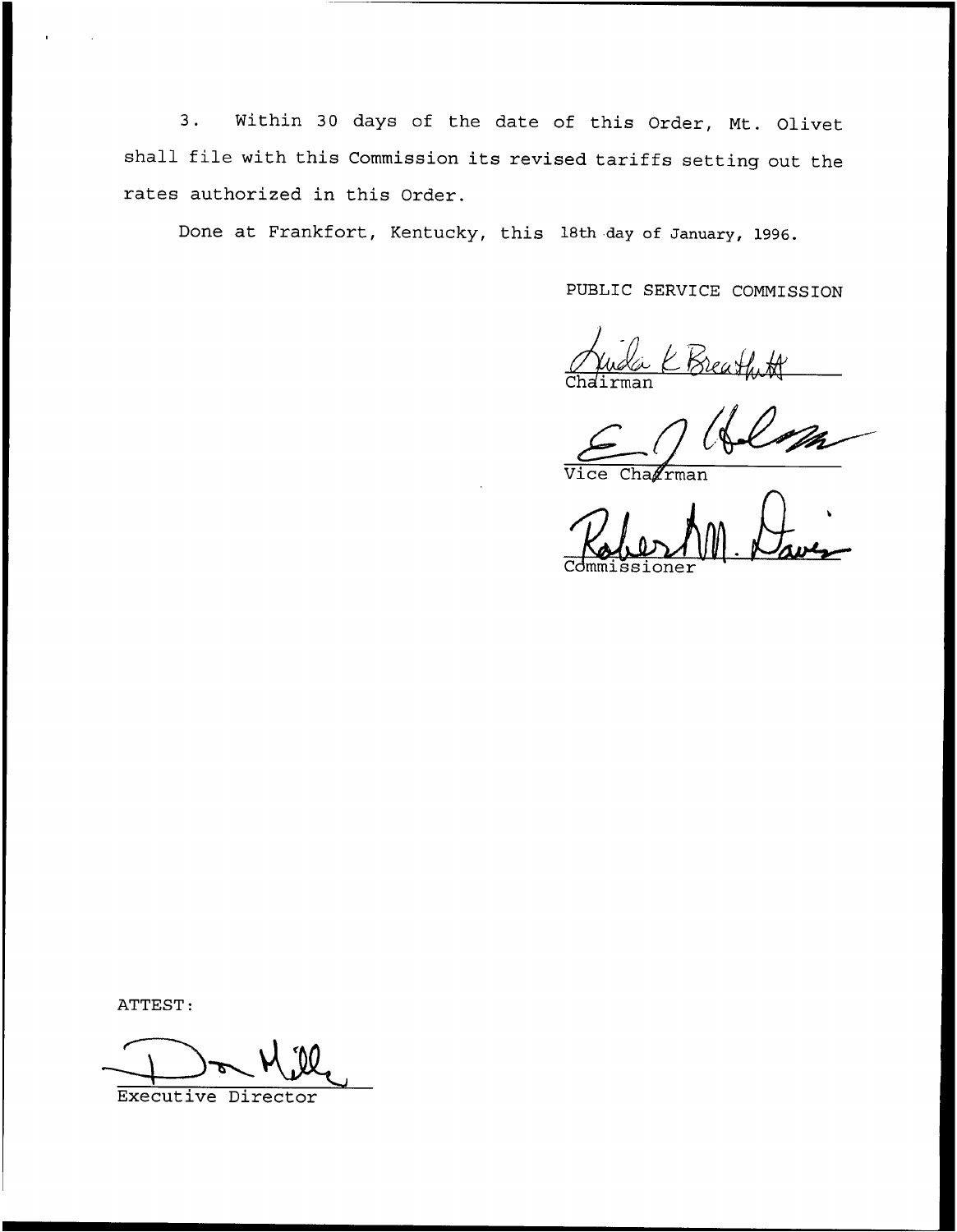3. Within 30 days of the date of this Order, Mt. Olivet shall file with this Commission its revised tariffs setting out the rates authorized in this Order.

Done at Frankfort, Kentucky, this 18th day of January, 1996.

PUBLIC SERVICE COMMISSION

Chairman

Vice Chairman

Commissioner

ATTEST:

Executive Director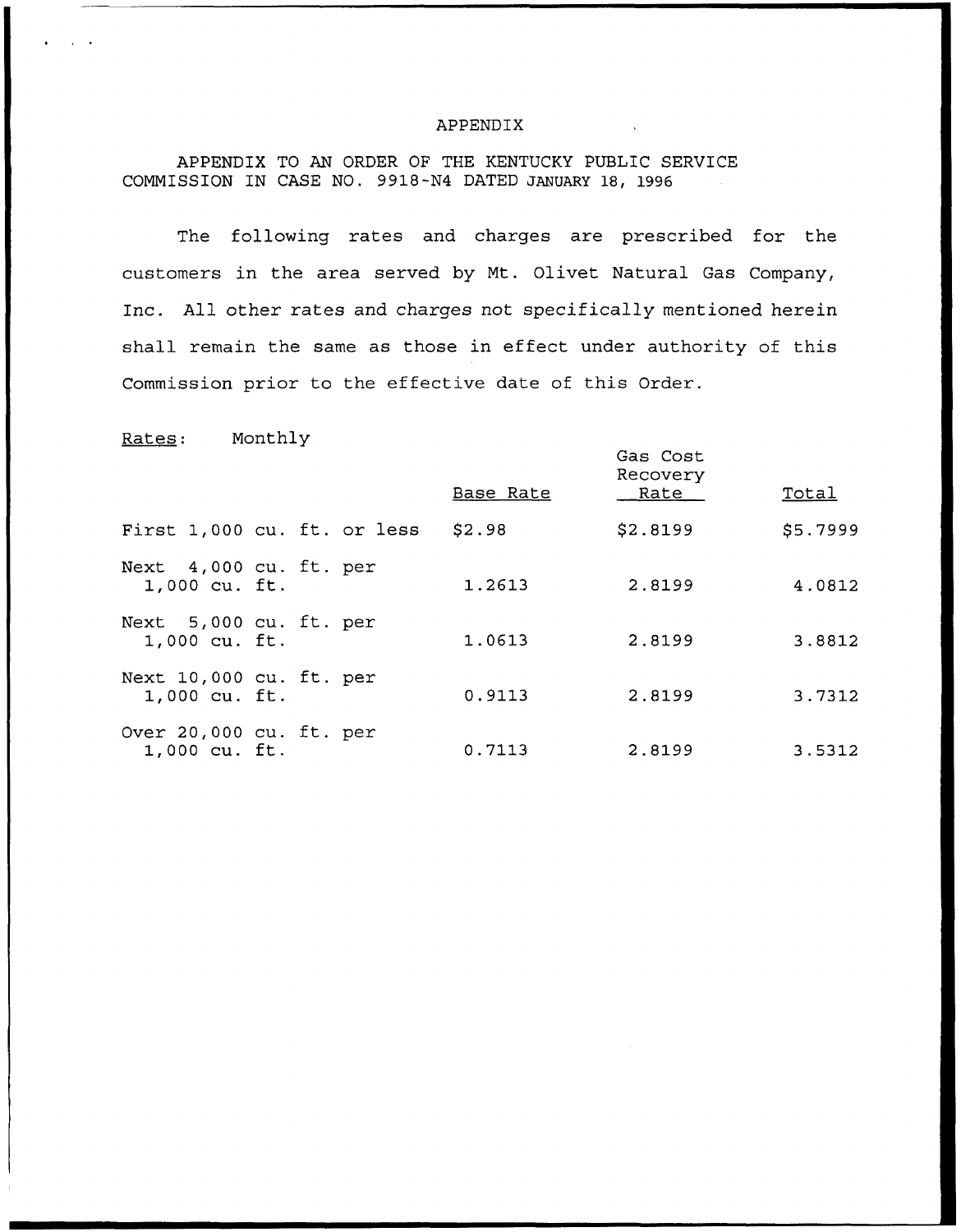# APPENDIX

APPENDIX TO AN ORDER OF THE KENTUCKY PUBLIC SERVICE COMMISSION IN CASE NO. 9918-N4 DATED JANUARY 18, 1996

The following rates and charges are prescribed for the customers in the area served by Mt. Olivet Natural Gas Company, Inc. All other rates and charges not specifically mentioned herein shall remain the same as those in effect under authority of this Commission prior to the effective date of this Order.

Rates: Monthly

| | Base Rate | Gas Cost Recovery Rate | Total |
|---|---|---|---|
| First 1,000 cu. ft. or less | $2.98 | $2.8199 | $5.7999 |
| Next 4,000 cu. ft. per 1,000 cu. ft. | 1.2613 | 2.8199 | 4.0812 |
| Next 5,000 cu. ft. per 1,000 cu. ft. | 1.0613 | 2.8199 | 3.8812 |
| Next 10,000 cu. ft. per 1,000 cu. ft. | 0.9113 | 2.8199 | 3.7312 |
| Over 20,000 cu. ft. per 1,000 cu. ft. | 0.7113 | 2.8199 | 3.5312 |